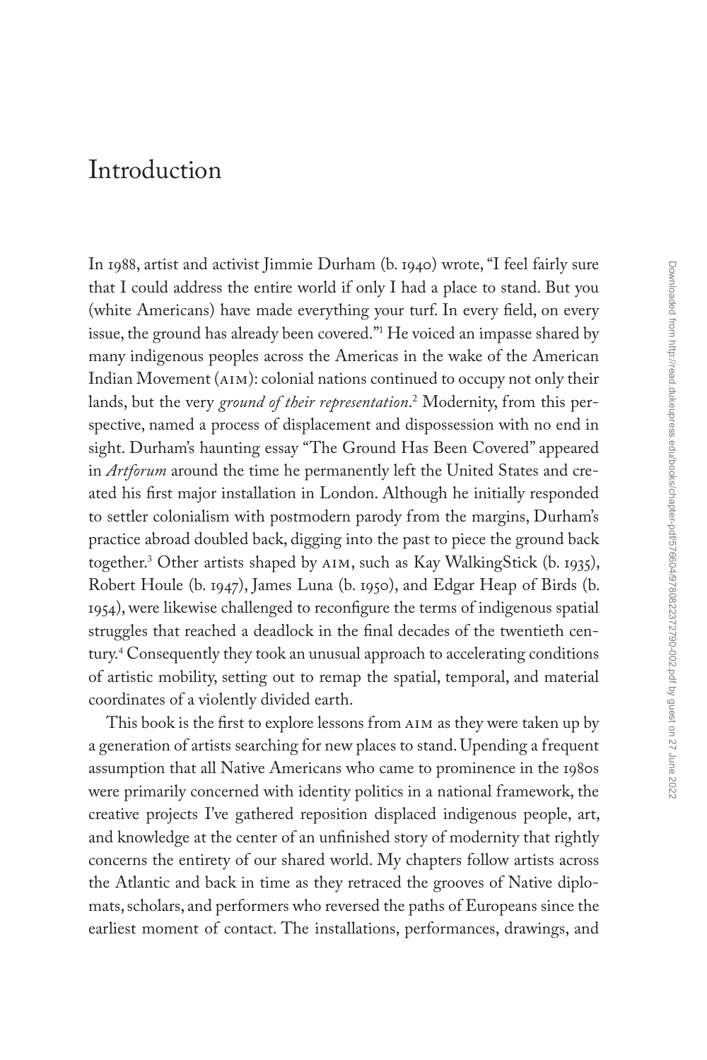# Introduction

In 1988, artist and activist Jimmie Durham (b. 1940) wrote, "I feel fairly sure that I could address the entire world if only I had a place to stand. But you (white Americans) have made everything your turf. In every field, on every issue, the ground has already been covered."[1] He voiced an impasse shared by many indigenous peoples across the Americas in the wake of the American Indian Movement (AIM): colonial nations continued to occupy not only their lands, but the very *ground of their representation*.[2] Modernity, from this perspective, named a process of displacement and dispossession with no end in sight. Durham's haunting essay "The Ground Has Been Covered" appeared in *Artforum* around the time he permanently left the United States and created his first major installation in London. Although he initially responded to settler colonialism with postmodern parody from the margins, Durham's practice abroad doubled back, digging into the past to piece the ground back together.[3] Other artists shaped by AIM, such as Kay WalkingStick (b. 1935), Robert Houle (b. 1947), James Luna (b. 1950), and Edgar Heap of Birds (b. 1954), were likewise challenged to reconfigure the terms of indigenous spatial struggles that reached a deadlock in the final decades of the twentieth century.[4] Consequently they took an unusual approach to accelerating conditions of artistic mobility, setting out to remap the spatial, temporal, and material coordinates of a violently divided earth.

This book is the first to explore lessons from AIM as they were taken up by a generation of artists searching for new places to stand. Upending a frequent assumption that all Native Americans who came to prominence in the 1980s were primarily concerned with identity politics in a national framework, the creative projects I've gathered reposition displaced indigenous people, art, and knowledge at the center of an unfinished story of modernity that rightly concerns the entirety of our shared world. My chapters follow artists across the Atlantic and back in time as they retraced the grooves of Native diplomats, scholars, and performers who reversed the paths of Europeans since the earliest moment of contact. The installations, performances, drawings, and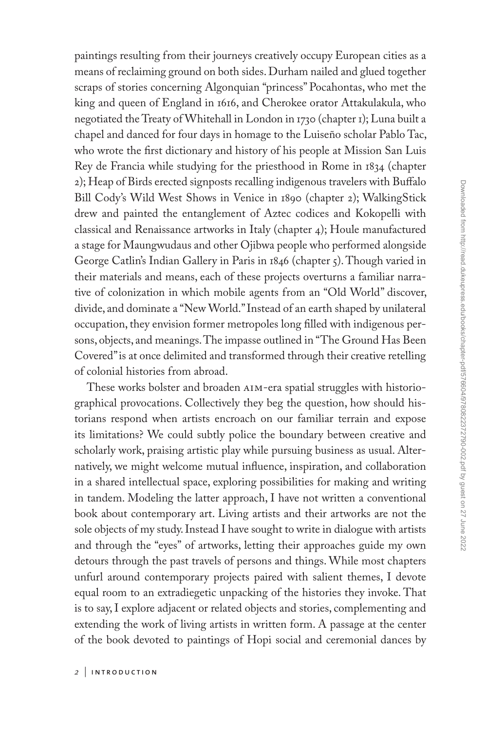paintings resulting from their journeys creatively occupy European cities as a means of reclaiming ground on both sides. Durham nailed and glued together scraps of stories concerning Algonquian "princess" Pocahontas, who met the king and queen of England in 1616, and Cherokee orator Attakulakula, who negotiated the Treaty of Whitehall in London in 1730 (chapter 1); Luna built a chapel and danced for four days in homage to the Luiseño scholar Pablo Tac, who wrote the first dictionary and history of his people at Mission San Luis Rey de Francia while studying for the priesthood in Rome in 1834 (chapter 2); Heap of Birds erected signposts recalling indigenous travelers with Buffalo Bill Cody's Wild West Shows in Venice in 1890 (chapter 2); WalkingStick drew and painted the entanglement of Aztec codices and Kokopelli with classical and Renaissance artworks in Italy (chapter 4); Houle manufactured a stage for Maungwudaus and other Ojibwa people who performed alongside George Catlin's Indian Gallery in Paris in 1846 (chapter 5). Though varied in their materials and means, each of these projects overturns a familiar narrative of colonization in which mobile agents from an "Old World" discover, divide, and dominate a "New World." Instead of an earth shaped by unilateral occupation, they envision former metropoles long filled with indigenous persons, objects, and meanings. The impasse outlined in "The Ground Has Been Covered" is at once delimited and transformed through their creative retelling of colonial histories from abroad.

These works bolster and broaden AIM-era spatial struggles with historiographical provocations. Collectively they beg the question, how should historians respond when artists encroach on our familiar terrain and expose its limitations? We could subtly police the boundary between creative and scholarly work, praising artistic play while pursuing business as usual. Alternatively, we might welcome mutual influence, inspiration, and collaboration in a shared intellectual space, exploring possibilities for making and writing in tandem. Modeling the latter approach, I have not written a conventional book about contemporary art. Living artists and their artworks are not the sole objects of my study. Instead I have sought to write in dialogue with artists and through the "eyes" of artworks, letting their approaches guide my own detours through the past travels of persons and things. While most chapters unfurl around contemporary projects paired with salient themes, I devote equal room to an extradiegetic unpacking of the histories they invoke. That is to say, I explore adjacent or related objects and stories, complementing and extending the work of living artists in written form. A passage at the center of the book devoted to paintings of Hopi social and ceremonial dances by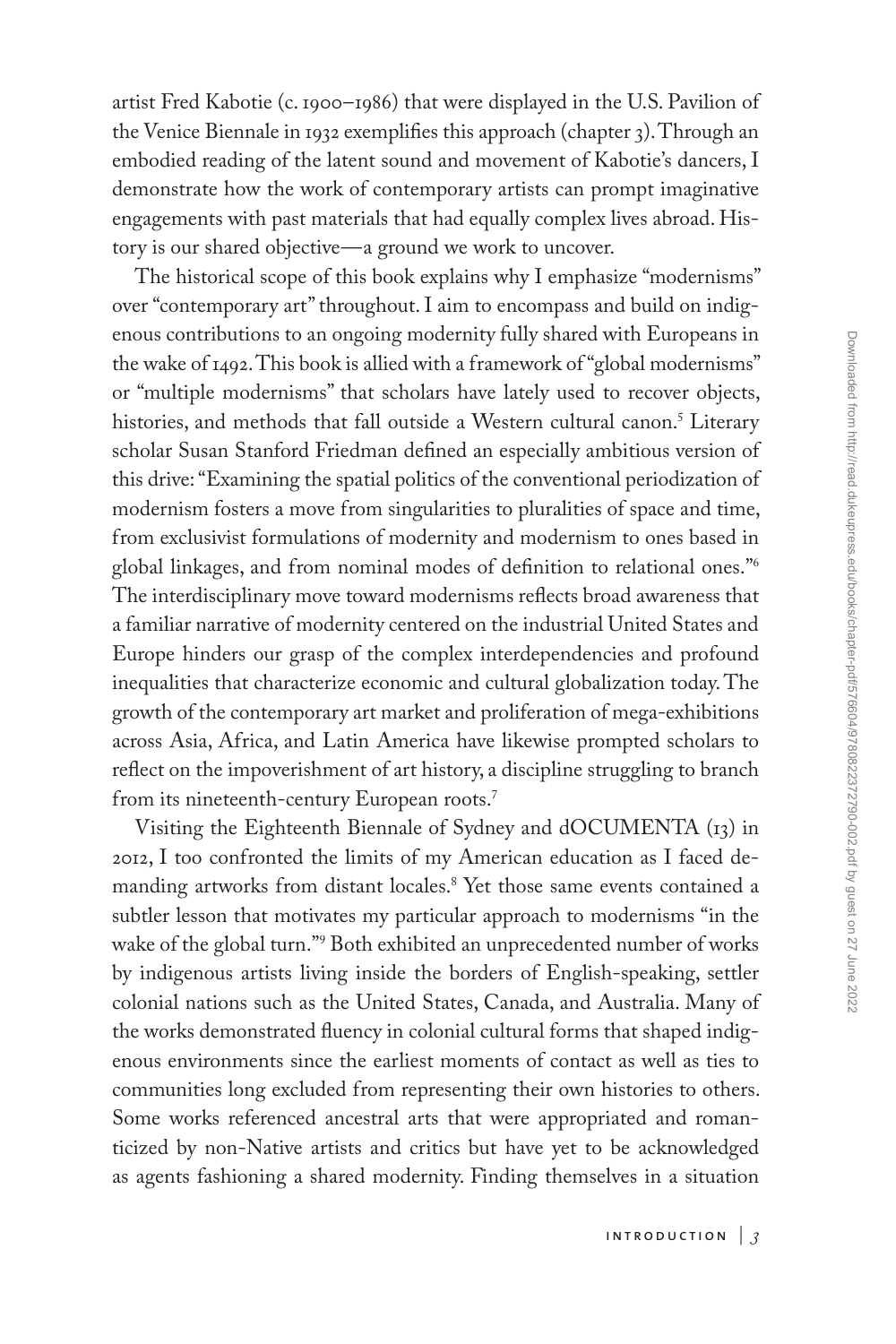artist Fred Kabotie (c. 1900–1986) that were displayed in the U.S. Pavilion of the Venice Biennale in 1932 exemplifies this approach (chapter 3). Through an embodied reading of the latent sound and movement of Kabotie's dancers, I demonstrate how the work of contemporary artists can prompt imaginative engagements with past materials that had equally complex lives abroad. History is our shared objective—a ground we work to uncover.

The historical scope of this book explains why I emphasize "modernisms" over "contemporary art" throughout. I aim to encompass and build on indigenous contributions to an ongoing modernity fully shared with Europeans in the wake of 1492. This book is allied with a framework of "global modernisms" or "multiple modernisms" that scholars have lately used to recover objects, histories, and methods that fall outside a Western cultural canon.[5] Literary scholar Susan Stanford Friedman defined an especially ambitious version of this drive: "Examining the spatial politics of the conventional periodization of modernism fosters a move from singularities to pluralities of space and time, from exclusivist formulations of modernity and modernism to ones based in global linkages, and from nominal modes of definition to relational ones."[6] The interdisciplinary move toward modernisms reflects broad awareness that a familiar narrative of modernity centered on the industrial United States and Europe hinders our grasp of the complex interdependencies and profound inequalities that characterize economic and cultural globalization today. The growth of the contemporary art market and proliferation of mega-exhibitions across Asia, Africa, and Latin America have likewise prompted scholars to reflect on the impoverishment of art history, a discipline struggling to branch from its nineteenth-century European roots.[7]

Visiting the Eighteenth Biennale of Sydney and dOCUMENTA (13) in 2012, I too confronted the limits of my American education as I faced demanding artworks from distant locales.[8] Yet those same events contained a subtler lesson that motivates my particular approach to modernisms "in the wake of the global turn."[9] Both exhibited an unprecedented number of works by indigenous artists living inside the borders of English-speaking, settler colonial nations such as the United States, Canada, and Australia. Many of the works demonstrated fluency in colonial cultural forms that shaped indigenous environments since the earliest moments of contact as well as ties to communities long excluded from representing their own histories to others. Some works referenced ancestral arts that were appropriated and romanticized by non-Native artists and critics but have yet to be acknowledged as agents fashioning a shared modernity. Finding themselves in a situation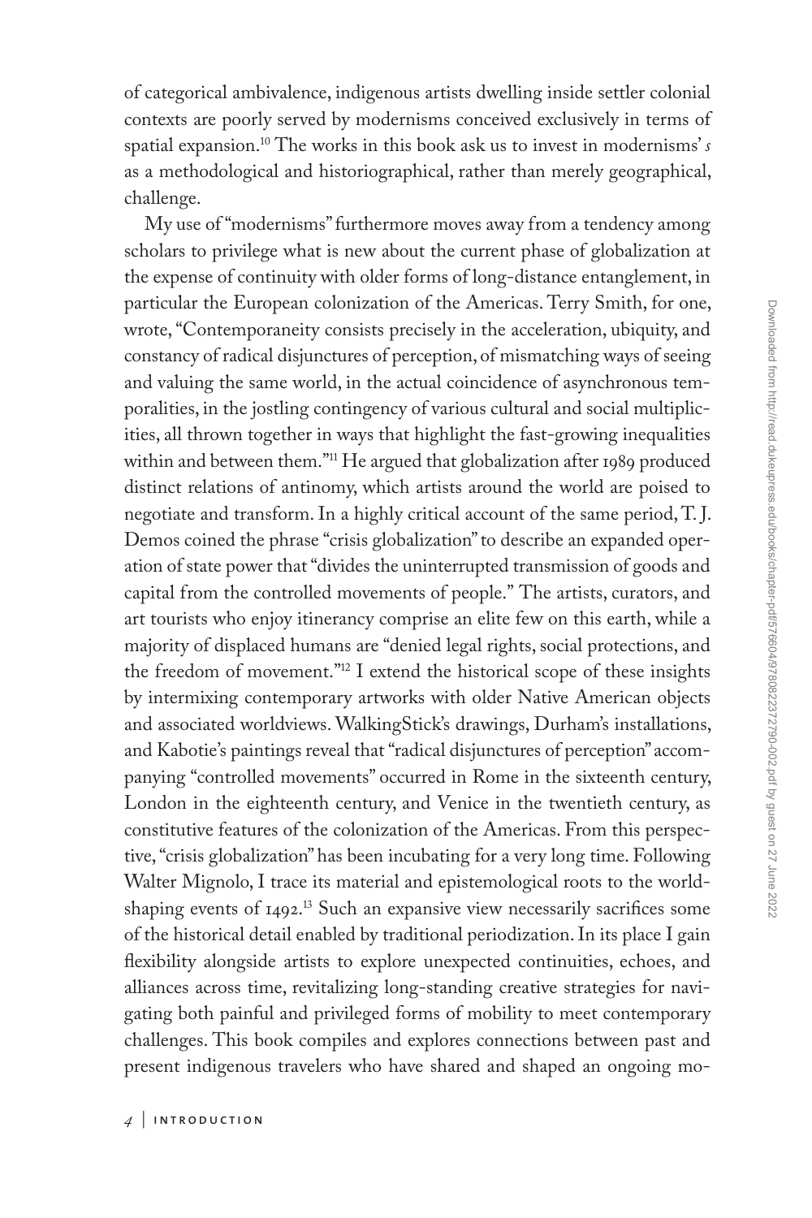of categorical ambivalence, indigenous artists dwelling inside settler colonial contexts are poorly served by modernisms conceived exclusively in terms of spatial expansion.[10] The works in this book ask us to invest in modernisms' *s* as a methodological and historiographical, rather than merely geographical, challenge.

My use of "modernisms" furthermore moves away from a tendency among scholars to privilege what is new about the current phase of globalization at the expense of continuity with older forms of long-distance entanglement, in particular the European colonization of the Americas. Terry Smith, for one, wrote, "Contemporaneity consists precisely in the acceleration, ubiquity, and constancy of radical disjunctures of perception, of mismatching ways of seeing and valuing the same world, in the actual coincidence of asynchronous temporalities, in the jostling contingency of various cultural and social multiplicities, all thrown together in ways that highlight the fast-growing inequalities within and between them."[11] He argued that globalization after 1989 produced distinct relations of antinomy, which artists around the world are poised to negotiate and transform. In a highly critical account of the same period, T. J. Demos coined the phrase "crisis globalization" to describe an expanded operation of state power that "divides the uninterrupted transmission of goods and capital from the controlled movements of people." The artists, curators, and art tourists who enjoy itinerancy comprise an elite few on this earth, while a majority of displaced humans are "denied legal rights, social protections, and the freedom of movement."[12] I extend the historical scope of these insights by intermixing contemporary artworks with older Native American objects and associated worldviews. WalkingStick's drawings, Durham's installations, and Kabotie's paintings reveal that "radical disjunctures of perception" accompanying "controlled movements" occurred in Rome in the sixteenth century, London in the eighteenth century, and Venice in the twentieth century, as constitutive features of the colonization of the Americas. From this perspective, "crisis globalization" has been incubating for a very long time. Following Walter Mignolo, I trace its material and epistemological roots to the world-shaping events of 1492.[13] Such an expansive view necessarily sacrifices some of the historical detail enabled by traditional periodization. In its place I gain flexibility alongside artists to explore unexpected continuities, echoes, and alliances across time, revitalizing long-standing creative strategies for navigating both painful and privileged forms of mobility to meet contemporary challenges. This book compiles and explores connections between past and present indigenous travelers who have shared and shaped an ongoing mo-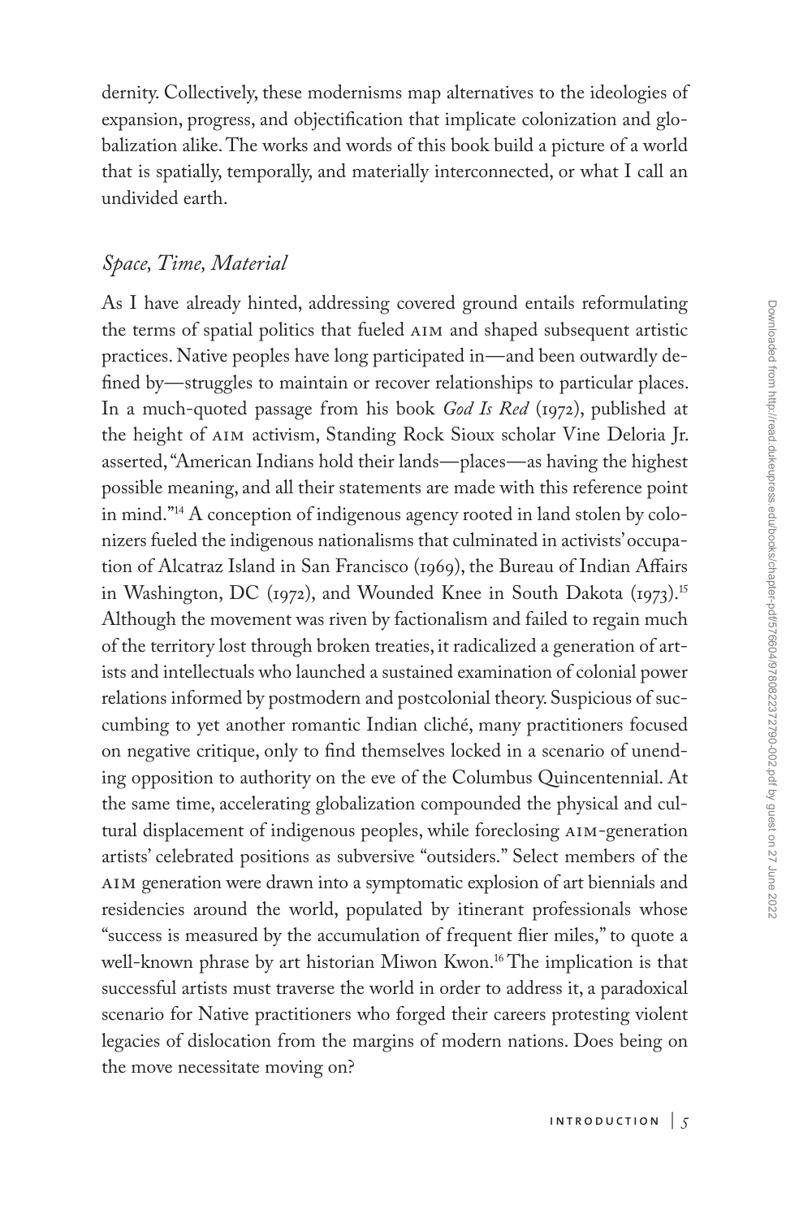dernity. Collectively, these modernisms map alternatives to the ideologies of expansion, progress, and objectification that implicate colonization and globalization alike. The works and words of this book build a picture of a world that is spatially, temporally, and materially interconnected, or what I call an undivided earth.

## *Space, Time, Material*

As I have already hinted, addressing covered ground entails reformulating the terms of spatial politics that fueled AIM and shaped subsequent artistic practices. Native peoples have long participated in—and been outwardly defined by—struggles to maintain or recover relationships to particular places. In a much-quoted passage from his book *God Is Red* (1972), published at the height of AIM activism, Standing Rock Sioux scholar Vine Deloria Jr. asserted, "American Indians hold their lands—places—as having the highest possible meaning, and all their statements are made with this reference point in mind."[14] A conception of indigenous agency rooted in land stolen by colonizers fueled the indigenous nationalisms that culminated in activists' occupation of Alcatraz Island in San Francisco (1969), the Bureau of Indian Affairs in Washington, DC (1972), and Wounded Knee in South Dakota (1973).[15] Although the movement was riven by factionalism and failed to regain much of the territory lost through broken treaties, it radicalized a generation of artists and intellectuals who launched a sustained examination of colonial power relations informed by postmodern and postcolonial theory. Suspicious of succumbing to yet another romantic Indian cliché, many practitioners focused on negative critique, only to find themselves locked in a scenario of unending opposition to authority on the eve of the Columbus Quincentennial. At the same time, accelerating globalization compounded the physical and cultural displacement of indigenous peoples, while foreclosing AIM-generation artists' celebrated positions as subversive "outsiders." Select members of the AIM generation were drawn into a symptomatic explosion of art biennials and residencies around the world, populated by itinerant professionals whose "success is measured by the accumulation of frequent flier miles," to quote a well-known phrase by art historian Miwon Kwon.[16] The implication is that successful artists must traverse the world in order to address it, a paradoxical scenario for Native practitioners who forged their careers protesting violent legacies of dislocation from the margins of modern nations. Does being on the move necessitate moving on?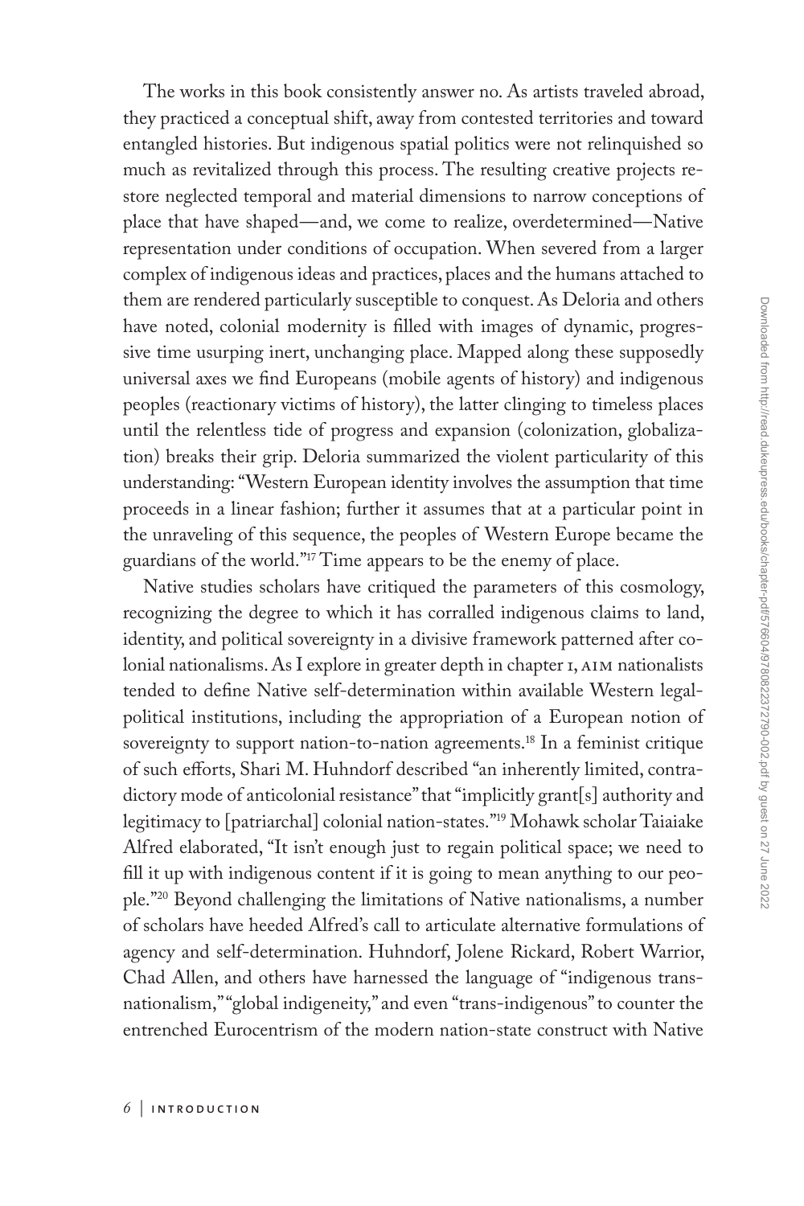The works in this book consistently answer no. As artists traveled abroad, they practiced a conceptual shift, away from contested territories and toward entangled histories. But indigenous spatial politics were not relinquished so much as revitalized through this process. The resulting creative projects restore neglected temporal and material dimensions to narrow conceptions of place that have shaped—and, we come to realize, overdetermined—Native representation under conditions of occupation. When severed from a larger complex of indigenous ideas and practices, places and the humans attached to them are rendered particularly susceptible to conquest. As Deloria and others have noted, colonial modernity is filled with images of dynamic, progressive time usurping inert, unchanging place. Mapped along these supposedly universal axes we find Europeans (mobile agents of history) and indigenous peoples (reactionary victims of history), the latter clinging to timeless places until the relentless tide of progress and expansion (colonization, globalization) breaks their grip. Deloria summarized the violent particularity of this understanding: "Western European identity involves the assumption that time proceeds in a linear fashion; further it assumes that at a particular point in the unraveling of this sequence, the peoples of Western Europe became the guardians of the world."[17] Time appears to be the enemy of place.

Native studies scholars have critiqued the parameters of this cosmology, recognizing the degree to which it has corralled indigenous claims to land, identity, and political sovereignty in a divisive framework patterned after colonial nationalisms. As I explore in greater depth in chapter 1, AIM nationalists tended to define Native self-determination within available Western legal-political institutions, including the appropriation of a European notion of sovereignty to support nation-to-nation agreements.[18] In a feminist critique of such efforts, Shari M. Huhndorf described "an inherently limited, contradictory mode of anticolonial resistance" that "implicitly grant[s] authority and legitimacy to [patriarchal] colonial nation-states."[19] Mohawk scholar Taiaiake Alfred elaborated, "It isn't enough just to regain political space; we need to fill it up with indigenous content if it is going to mean anything to our people."[20] Beyond challenging the limitations of Native nationalisms, a number of scholars have heeded Alfred's call to articulate alternative formulations of agency and self-determination. Huhndorf, Jolene Rickard, Robert Warrior, Chad Allen, and others have harnessed the language of "indigenous transnationalism," "global indigeneity," and even "trans-indigenous" to counter the entrenched Eurocentrism of the modern nation-state construct with Native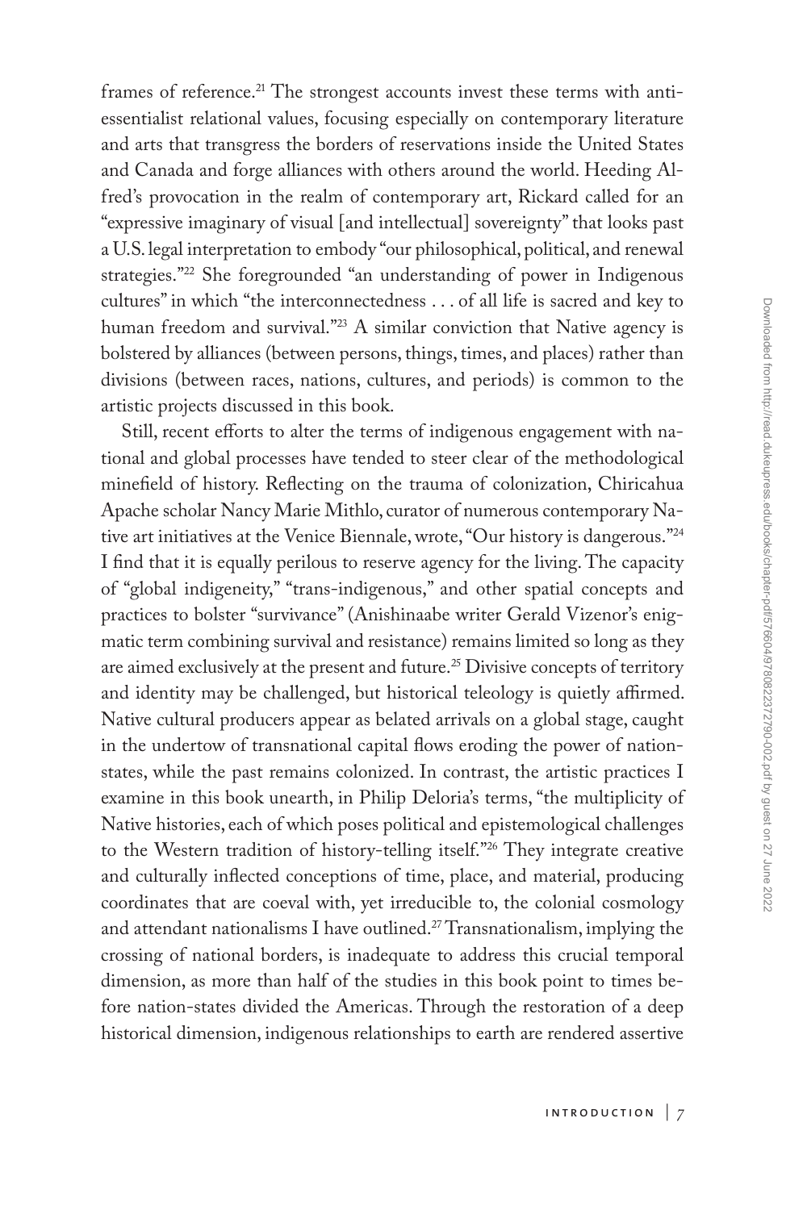frames of reference.[21] The strongest accounts invest these terms with anti-essentialist relational values, focusing especially on contemporary literature and arts that transgress the borders of reservations inside the United States and Canada and forge alliances with others around the world. Heeding Alfred's provocation in the realm of contemporary art, Rickard called for an "expressive imaginary of visual [and intellectual] sovereignty" that looks past a U.S. legal interpretation to embody "our philosophical, political, and renewal strategies."[22] She foregrounded "an understanding of power in Indigenous cultures" in which "the interconnectedness . . . of all life is sacred and key to human freedom and survival."[23] A similar conviction that Native agency is bolstered by alliances (between persons, things, times, and places) rather than divisions (between races, nations, cultures, and periods) is common to the artistic projects discussed in this book.

Still, recent efforts to alter the terms of indigenous engagement with national and global processes have tended to steer clear of the methodological minefield of history. Reflecting on the trauma of colonization, Chiricahua Apache scholar Nancy Marie Mithlo, curator of numerous contemporary Native art initiatives at the Venice Biennale, wrote, "Our history is dangerous."[24] I find that it is equally perilous to reserve agency for the living. The capacity of "global indigeneity," "trans-indigenous," and other spatial concepts and practices to bolster "survivance" (Anishinaabe writer Gerald Vizenor's enigmatic term combining survival and resistance) remains limited so long as they are aimed exclusively at the present and future.[25] Divisive concepts of territory and identity may be challenged, but historical teleology is quietly affirmed. Native cultural producers appear as belated arrivals on a global stage, caught in the undertow of transnational capital flows eroding the power of nation-states, while the past remains colonized. In contrast, the artistic practices I examine in this book unearth, in Philip Deloria's terms, "the multiplicity of Native histories, each of which poses political and epistemological challenges to the Western tradition of history-telling itself."[26] They integrate creative and culturally inflected conceptions of time, place, and material, producing coordinates that are coeval with, yet irreducible to, the colonial cosmology and attendant nationalisms I have outlined.[27] Transnationalism, implying the crossing of national borders, is inadequate to address this crucial temporal dimension, as more than half of the studies in this book point to times before nation-states divided the Americas. Through the restoration of a deep historical dimension, indigenous relationships to earth are rendered assertive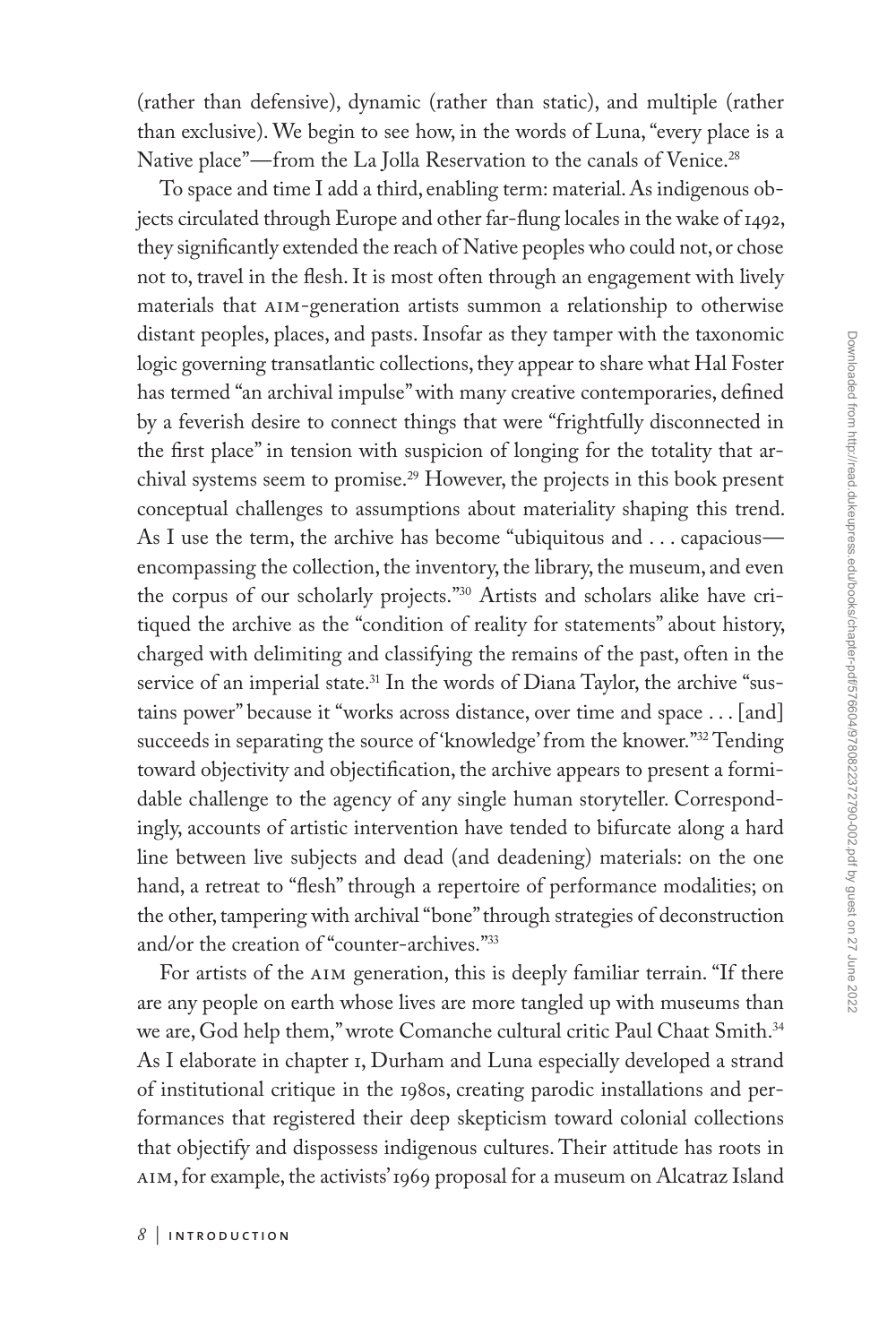(rather than defensive), dynamic (rather than static), and multiple (rather than exclusive). We begin to see how, in the words of Luna, "every place is a Native place"—from the La Jolla Reservation to the canals of Venice.[28]

To space and time I add a third, enabling term: material. As indigenous objects circulated through Europe and other far-flung locales in the wake of 1492, they significantly extended the reach of Native peoples who could not, or chose not to, travel in the flesh. It is most often through an engagement with lively materials that AIM-generation artists summon a relationship to otherwise distant peoples, places, and pasts. Insofar as they tamper with the taxonomic logic governing transatlantic collections, they appear to share what Hal Foster has termed "an archival impulse" with many creative contemporaries, defined by a feverish desire to connect things that were "frightfully disconnected in the first place" in tension with suspicion of longing for the totality that archival systems seem to promise.[29] However, the projects in this book present conceptual challenges to assumptions about materiality shaping this trend. As I use the term, the archive has become "ubiquitous and . . . capacious—encompassing the collection, the inventory, the library, the museum, and even the corpus of our scholarly projects."[30] Artists and scholars alike have critiqued the archive as the "condition of reality for statements" about history, charged with delimiting and classifying the remains of the past, often in the service of an imperial state.[31] In the words of Diana Taylor, the archive "sustains power" because it "works across distance, over time and space . . . [and] succeeds in separating the source of 'knowledge' from the knower."[32] Tending toward objectivity and objectification, the archive appears to present a formidable challenge to the agency of any single human storyteller. Correspondingly, accounts of artistic intervention have tended to bifurcate along a hard line between live subjects and dead (and deadening) materials: on the one hand, a retreat to "flesh" through a repertoire of performance modalities; on the other, tampering with archival "bone" through strategies of deconstruction and/or the creation of "counter-archives."[33]

For artists of the AIM generation, this is deeply familiar terrain. "If there are any people on earth whose lives are more tangled up with museums than we are, God help them," wrote Comanche cultural critic Paul Chaat Smith.[34] As I elaborate in chapter 1, Durham and Luna especially developed a strand of institutional critique in the 1980s, creating parodic installations and performances that registered their deep skepticism toward colonial collections that objectify and dispossess indigenous cultures. Their attitude has roots in AIM, for example, the activists' 1969 proposal for a museum on Alcatraz Island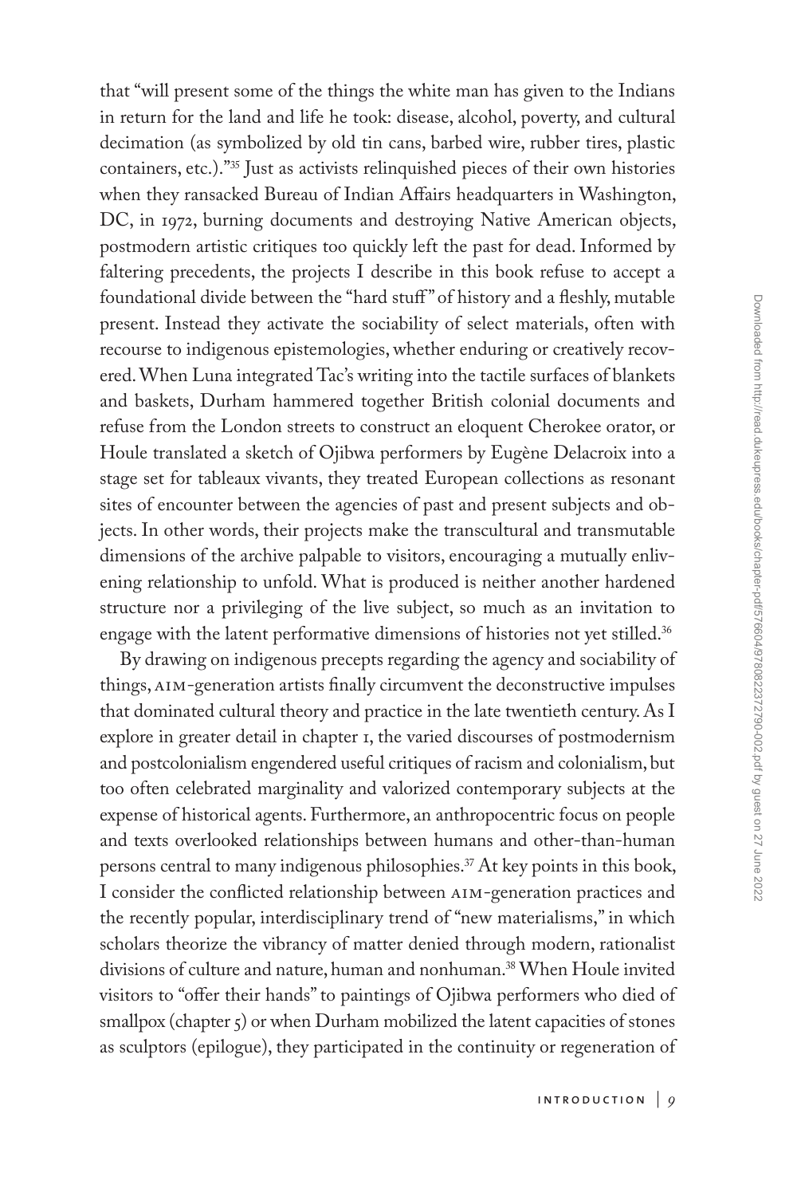that "will present some of the things the white man has given to the Indians in return for the land and life he took: disease, alcohol, poverty, and cultural decimation (as symbolized by old tin cans, barbed wire, rubber tires, plastic containers, etc.)."[35] Just as activists relinquished pieces of their own histories when they ransacked Bureau of Indian Affairs headquarters in Washington, DC, in 1972, burning documents and destroying Native American objects, postmodern artistic critiques too quickly left the past for dead. Informed by faltering precedents, the projects I describe in this book refuse to accept a foundational divide between the "hard stuff" of history and a fleshly, mutable present. Instead they activate the sociability of select materials, often with recourse to indigenous epistemologies, whether enduring or creatively recovered. When Luna integrated Tac's writing into the tactile surfaces of blankets and baskets, Durham hammered together British colonial documents and refuse from the London streets to construct an eloquent Cherokee orator, or Houle translated a sketch of Ojibwa performers by Eugène Delacroix into a stage set for tableaux vivants, they treated European collections as resonant sites of encounter between the agencies of past and present subjects and objects. In other words, their projects make the transcultural and transmutable dimensions of the archive palpable to visitors, encouraging a mutually enlivening relationship to unfold. What is produced is neither another hardened structure nor a privileging of the live subject, so much as an invitation to engage with the latent performative dimensions of histories not yet stilled.[36]

By drawing on indigenous precepts regarding the agency and sociability of things, AIM-generation artists finally circumvent the deconstructive impulses that dominated cultural theory and practice in the late twentieth century. As I explore in greater detail in chapter 1, the varied discourses of postmodernism and postcolonialism engendered useful critiques of racism and colonialism, but too often celebrated marginality and valorized contemporary subjects at the expense of historical agents. Furthermore, an anthropocentric focus on people and texts overlooked relationships between humans and other-than-human persons central to many indigenous philosophies.[37] At key points in this book, I consider the conflicted relationship between AIM-generation practices and the recently popular, interdisciplinary trend of "new materialisms," in which scholars theorize the vibrancy of matter denied through modern, rationalist divisions of culture and nature, human and nonhuman.[38] When Houle invited visitors to "offer their hands" to paintings of Ojibwa performers who died of smallpox (chapter 5) or when Durham mobilized the latent capacities of stones as sculptors (epilogue), they participated in the continuity or regeneration of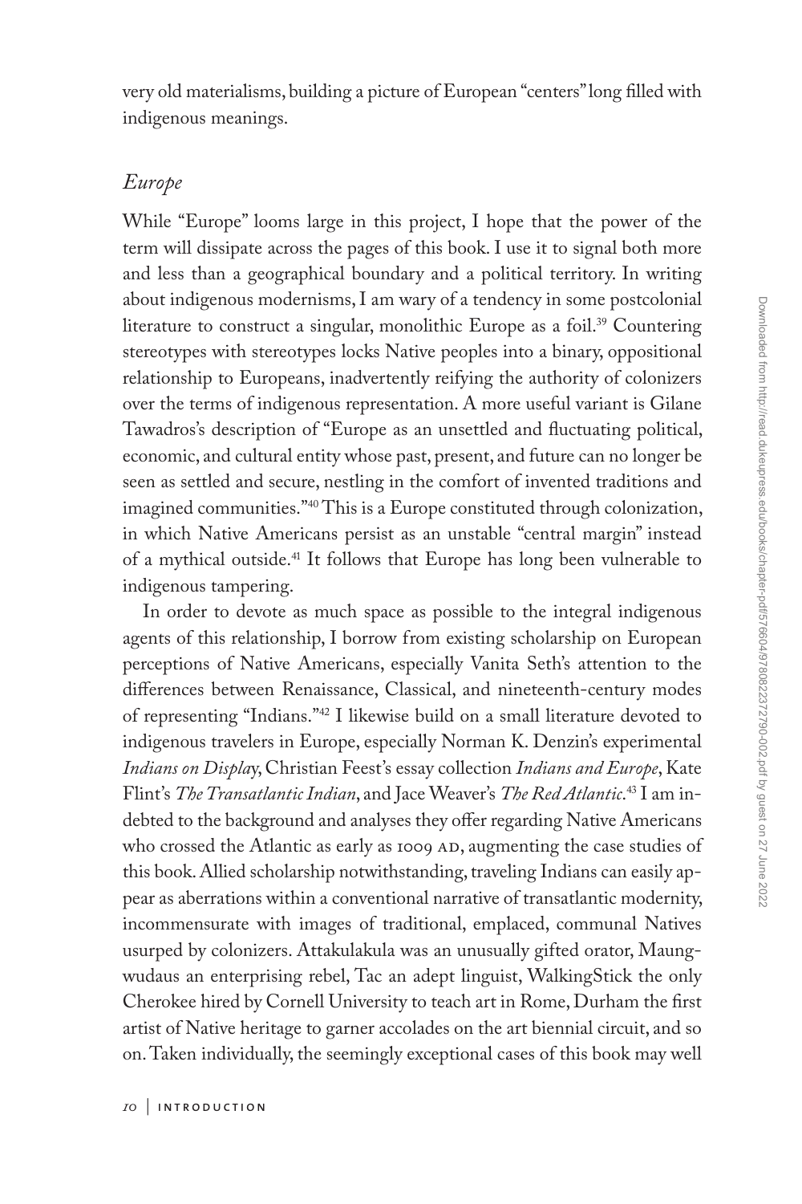very old materialisms, building a picture of European "centers" long filled with indigenous meanings.

## *Europe*

While "Europe" looms large in this project, I hope that the power of the term will dissipate across the pages of this book. I use it to signal both more and less than a geographical boundary and a political territory. In writing about indigenous modernisms, I am wary of a tendency in some postcolonial literature to construct a singular, monolithic Europe as a foil.[39] Countering stereotypes with stereotypes locks Native peoples into a binary, oppositional relationship to Europeans, inadvertently reifying the authority of colonizers over the terms of indigenous representation. A more useful variant is Gilane Tawadros's description of "Europe as an unsettled and fluctuating political, economic, and cultural entity whose past, present, and future can no longer be seen as settled and secure, nestling in the comfort of invented traditions and imagined communities."[40] This is a Europe constituted through colonization, in which Native Americans persist as an unstable "central margin" instead of a mythical outside.[41] It follows that Europe has long been vulnerable to indigenous tampering.

In order to devote as much space as possible to the integral indigenous agents of this relationship, I borrow from existing scholarship on European perceptions of Native Americans, especially Vanita Seth's attention to the differences between Renaissance, Classical, and nineteenth-century modes of representing "Indians."[42] I likewise build on a small literature devoted to indigenous travelers in Europe, especially Norman K. Denzin's experimental *Indians on Display*, Christian Feest's essay collection *Indians and Europe*, Kate Flint's *The Transatlantic Indian*, and Jace Weaver's *The Red Atlantic*.[43] I am indebted to the background and analyses they offer regarding Native Americans who crossed the Atlantic as early as 1009 AD, augmenting the case studies of this book. Allied scholarship notwithstanding, traveling Indians can easily appear as aberrations within a conventional narrative of transatlantic modernity, incommensurate with images of traditional, emplaced, communal Natives usurped by colonizers. Attakulakula was an unusually gifted orator, Maungwudaus an enterprising rebel, Tac an adept linguist, WalkingStick the only Cherokee hired by Cornell University to teach art in Rome, Durham the first artist of Native heritage to garner accolades on the art biennial circuit, and so on. Taken individually, the seemingly exceptional cases of this book may well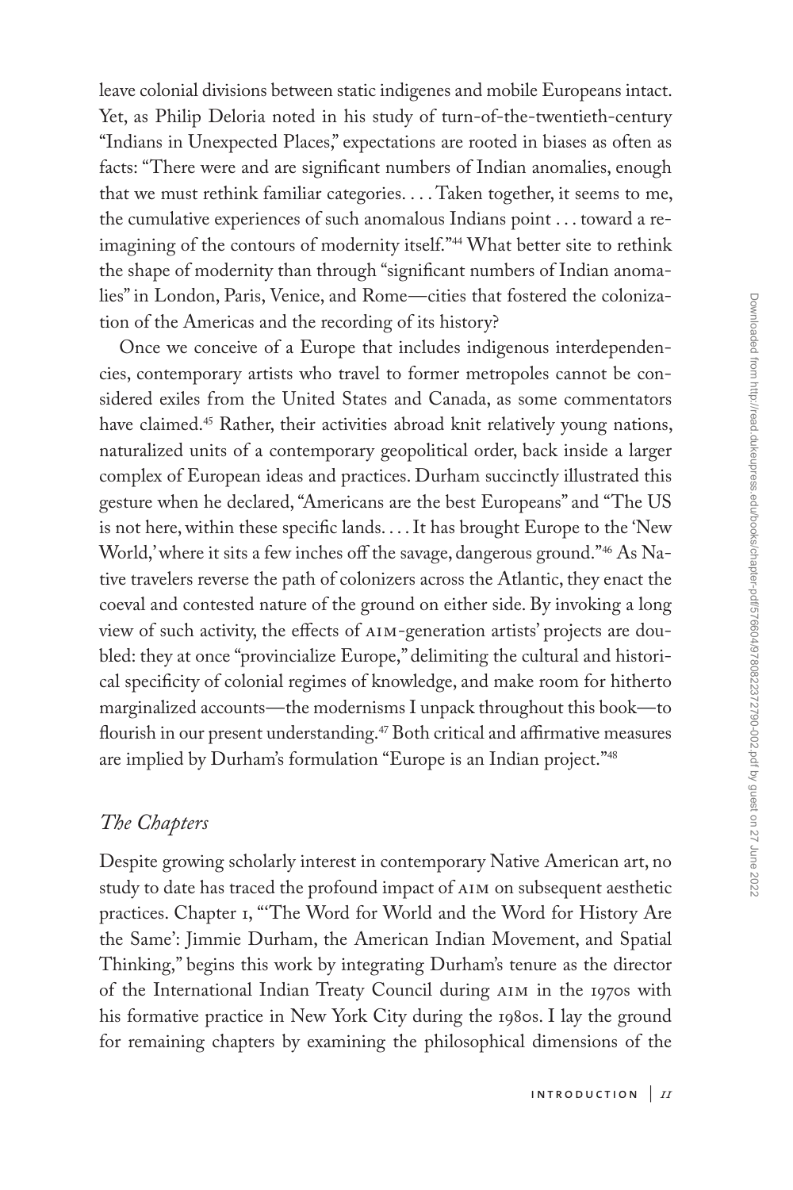leave colonial divisions between static indigenes and mobile Europeans intact. Yet, as Philip Deloria noted in his study of turn-of-the-twentieth-century "Indians in Unexpected Places," expectations are rooted in biases as often as facts: "There were and are significant numbers of Indian anomalies, enough that we must rethink familiar categories. . . . Taken together, it seems to me, the cumulative experiences of such anomalous Indians point . . . toward a reimagining of the contours of modernity itself."[44] What better site to rethink the shape of modernity than through "significant numbers of Indian anomalies" in London, Paris, Venice, and Rome—cities that fostered the colonization of the Americas and the recording of its history?

Once we conceive of a Europe that includes indigenous interdependencies, contemporary artists who travel to former metropoles cannot be considered exiles from the United States and Canada, as some commentators have claimed.[45] Rather, their activities abroad knit relatively young nations, naturalized units of a contemporary geopolitical order, back inside a larger complex of European ideas and practices. Durham succinctly illustrated this gesture when he declared, "Americans are the best Europeans" and "The US is not here, within these specific lands. . . . It has brought Europe to the 'New World,' where it sits a few inches off the savage, dangerous ground."[46] As Native travelers reverse the path of colonizers across the Atlantic, they enact the coeval and contested nature of the ground on either side. By invoking a long view of such activity, the effects of AIM-generation artists' projects are doubled: they at once "provincialize Europe," delimiting the cultural and historical specificity of colonial regimes of knowledge, and make room for hitherto marginalized accounts—the modernisms I unpack throughout this book—to flourish in our present understanding.[47] Both critical and affirmative measures are implied by Durham's formulation "Europe is an Indian project."[48]

## *The Chapters*

Despite growing scholarly interest in contemporary Native American art, no study to date has traced the profound impact of AIM on subsequent aesthetic practices. Chapter 1, "'The Word for World and the Word for History Are the Same': Jimmie Durham, the American Indian Movement, and Spatial Thinking," begins this work by integrating Durham's tenure as the director of the International Indian Treaty Council during AIM in the 1970s with his formative practice in New York City during the 1980s. I lay the ground for remaining chapters by examining the philosophical dimensions of the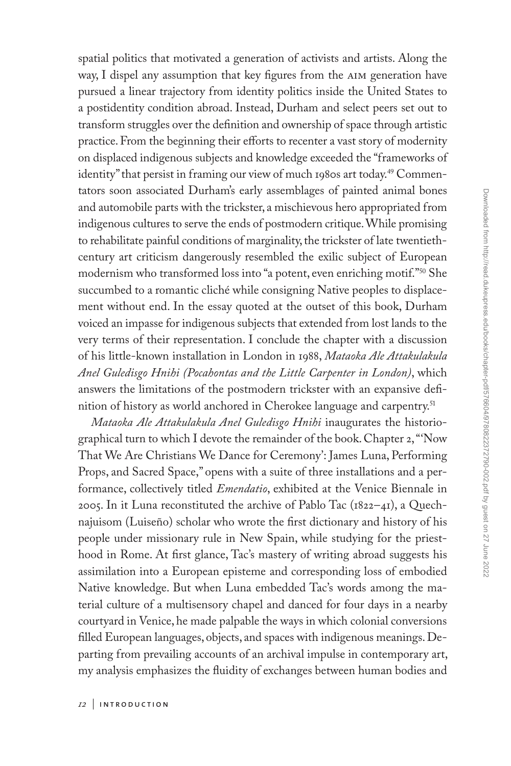spatial politics that motivated a generation of activists and artists. Along the way, I dispel any assumption that key figures from the AIM generation have pursued a linear trajectory from identity politics inside the United States to a postidentity condition abroad. Instead, Durham and select peers set out to transform struggles over the definition and ownership of space through artistic practice. From the beginning their efforts to recenter a vast story of modernity on displaced indigenous subjects and knowledge exceeded the "frameworks of identity" that persist in framing our view of much 1980s art today.[49] Commentators soon associated Durham's early assemblages of painted animal bones and automobile parts with the trickster, a mischievous hero appropriated from indigenous cultures to serve the ends of postmodern critique. While promising to rehabilitate painful conditions of marginality, the trickster of late twentieth-century art criticism dangerously resembled the exilic subject of European modernism who transformed loss into "a potent, even enriching motif."[50] She succumbed to a romantic cliché while consigning Native peoples to displacement without end. In the essay quoted at the outset of this book, Durham voiced an impasse for indigenous subjects that extended from lost lands to the very terms of their representation. I conclude the chapter with a discussion of his little-known installation in London in 1988, *Mataoka Ale Attakulakula Anel Guledisgo Hnihi (Pocahontas and the Little Carpenter in London)*, which answers the limitations of the postmodern trickster with an expansive definition of history as world anchored in Cherokee language and carpentry.[51]

*Mataoka Ale Attakulakula Anel Guledisgo Hnihi* inaugurates the historiographical turn to which I devote the remainder of the book. Chapter 2, "'Now That We Are Christians We Dance for Ceremony': James Luna, Performing Props, and Sacred Space," opens with a suite of three installations and a performance, collectively titled *Emendatio*, exhibited at the Venice Biennale in 2005. In it Luna reconstituted the archive of Pablo Tac (1822–41), a Quechnajuisom (Luiseño) scholar who wrote the first dictionary and history of his people under missionary rule in New Spain, while studying for the priesthood in Rome. At first glance, Tac's mastery of writing abroad suggests his assimilation into a European episteme and corresponding loss of embodied Native knowledge. But when Luna embedded Tac's words among the material culture of a multisensory chapel and danced for four days in a nearby courtyard in Venice, he made palpable the ways in which colonial conversions filled European languages, objects, and spaces with indigenous meanings. Departing from prevailing accounts of an archival impulse in contemporary art, my analysis emphasizes the fluidity of exchanges between human bodies and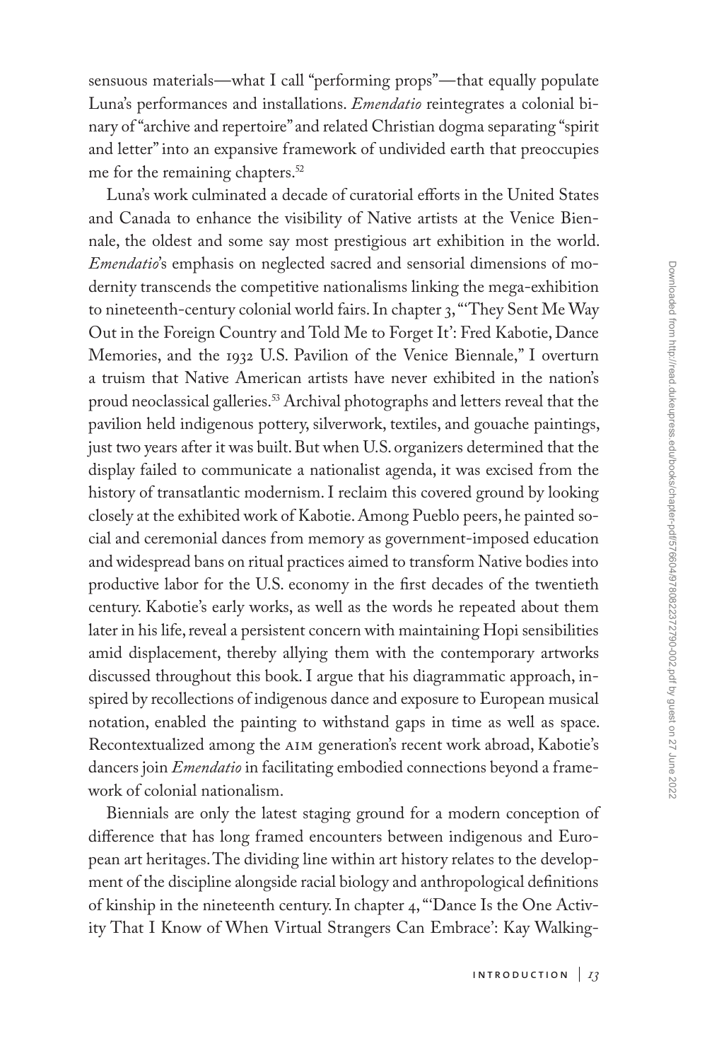sensuous materials—what I call "performing props"—that equally populate Luna's performances and installations. *Emendatio* reintegrates a colonial binary of "archive and repertoire" and related Christian dogma separating "spirit and letter" into an expansive framework of undivided earth that preoccupies me for the remaining chapters.[52]

Luna's work culminated a decade of curatorial efforts in the United States and Canada to enhance the visibility of Native artists at the Venice Biennale, the oldest and some say most prestigious art exhibition in the world. *Emendatio*'s emphasis on neglected sacred and sensorial dimensions of modernity transcends the competitive nationalisms linking the mega-exhibition to nineteenth-century colonial world fairs. In chapter 3, "'They Sent Me Way Out in the Foreign Country and Told Me to Forget It': Fred Kabotie, Dance Memories, and the 1932 U.S. Pavilion of the Venice Biennale," I overturn a truism that Native American artists have never exhibited in the nation's proud neoclassical galleries.[53] Archival photographs and letters reveal that the pavilion held indigenous pottery, silverwork, textiles, and gouache paintings, just two years after it was built. But when U.S. organizers determined that the display failed to communicate a nationalist agenda, it was excised from the history of transatlantic modernism. I reclaim this covered ground by looking closely at the exhibited work of Kabotie. Among Pueblo peers, he painted social and ceremonial dances from memory as government-imposed education and widespread bans on ritual practices aimed to transform Native bodies into productive labor for the U.S. economy in the first decades of the twentieth century. Kabotie's early works, as well as the words he repeated about them later in his life, reveal a persistent concern with maintaining Hopi sensibilities amid displacement, thereby allying them with the contemporary artworks discussed throughout this book. I argue that his diagrammatic approach, inspired by recollections of indigenous dance and exposure to European musical notation, enabled the painting to withstand gaps in time as well as space. Recontextualized among the AIM generation's recent work abroad, Kabotie's dancers join *Emendatio* in facilitating embodied connections beyond a framework of colonial nationalism.

Biennials are only the latest staging ground for a modern conception of difference that has long framed encounters between indigenous and European art heritages. The dividing line within art history relates to the development of the discipline alongside racial biology and anthropological definitions of kinship in the nineteenth century. In chapter 4, "'Dance Is the One Activity That I Know of When Virtual Strangers Can Embrace': Kay Walking-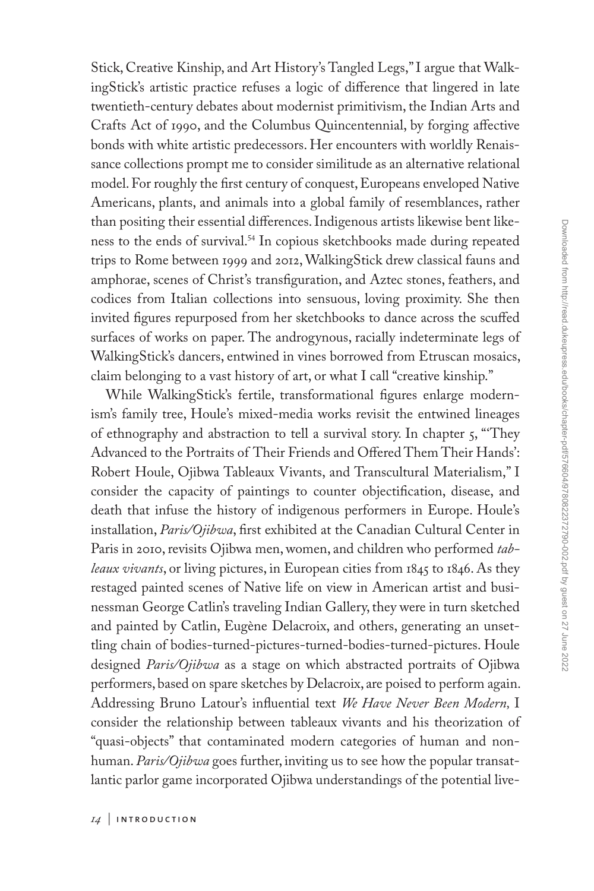Stick, Creative Kinship, and Art History's Tangled Legs," I argue that WalkingStick's artistic practice refuses a logic of difference that lingered in late twentieth-century debates about modernist primitivism, the Indian Arts and Crafts Act of 1990, and the Columbus Quincentennial, by forging affective bonds with white artistic predecessors. Her encounters with worldly Renaissance collections prompt me to consider similitude as an alternative relational model. For roughly the first century of conquest, Europeans enveloped Native Americans, plants, and animals into a global family of resemblances, rather than positing their essential differences. Indigenous artists likewise bent likeness to the ends of survival.[54] In copious sketchbooks made during repeated trips to Rome between 1999 and 2012, WalkingStick drew classical fauns and amphorae, scenes of Christ's transfiguration, and Aztec stones, feathers, and codices from Italian collections into sensuous, loving proximity. She then invited figures repurposed from her sketchbooks to dance across the scuffed surfaces of works on paper. The androgynous, racially indeterminate legs of WalkingStick's dancers, entwined in vines borrowed from Etruscan mosaics, claim belonging to a vast history of art, or what I call "creative kinship."

While WalkingStick's fertile, transformational figures enlarge modernism's family tree, Houle's mixed-media works revisit the entwined lineages of ethnography and abstraction to tell a survival story. In chapter 5, "'They Advanced to the Portraits of Their Friends and Offered Them Their Hands': Robert Houle, Ojibwa Tableaux Vivants, and Transcultural Materialism," I consider the capacity of paintings to counter objectification, disease, and death that infuse the history of indigenous performers in Europe. Houle's installation, *Paris/Ojibwa*, first exhibited at the Canadian Cultural Center in Paris in 2010, revisits Ojibwa men, women, and children who performed *tableaux vivants*, or living pictures, in European cities from 1845 to 1846. As they restaged painted scenes of Native life on view in American artist and businessman George Catlin's traveling Indian Gallery, they were in turn sketched and painted by Catlin, Eugène Delacroix, and others, generating an unsettling chain of bodies-turned-pictures-turned-bodies-turned-pictures. Houle designed *Paris/Ojibwa* as a stage on which abstracted portraits of Ojibwa performers, based on spare sketches by Delacroix, are poised to perform again. Addressing Bruno Latour's influential text *We Have Never Been Modern,* I consider the relationship between tableaux vivants and his theorization of "quasi-objects" that contaminated modern categories of human and nonhuman. *Paris/Ojibwa* goes further, inviting us to see how the popular transatlantic parlor game incorporated Ojibwa understandings of the potential live-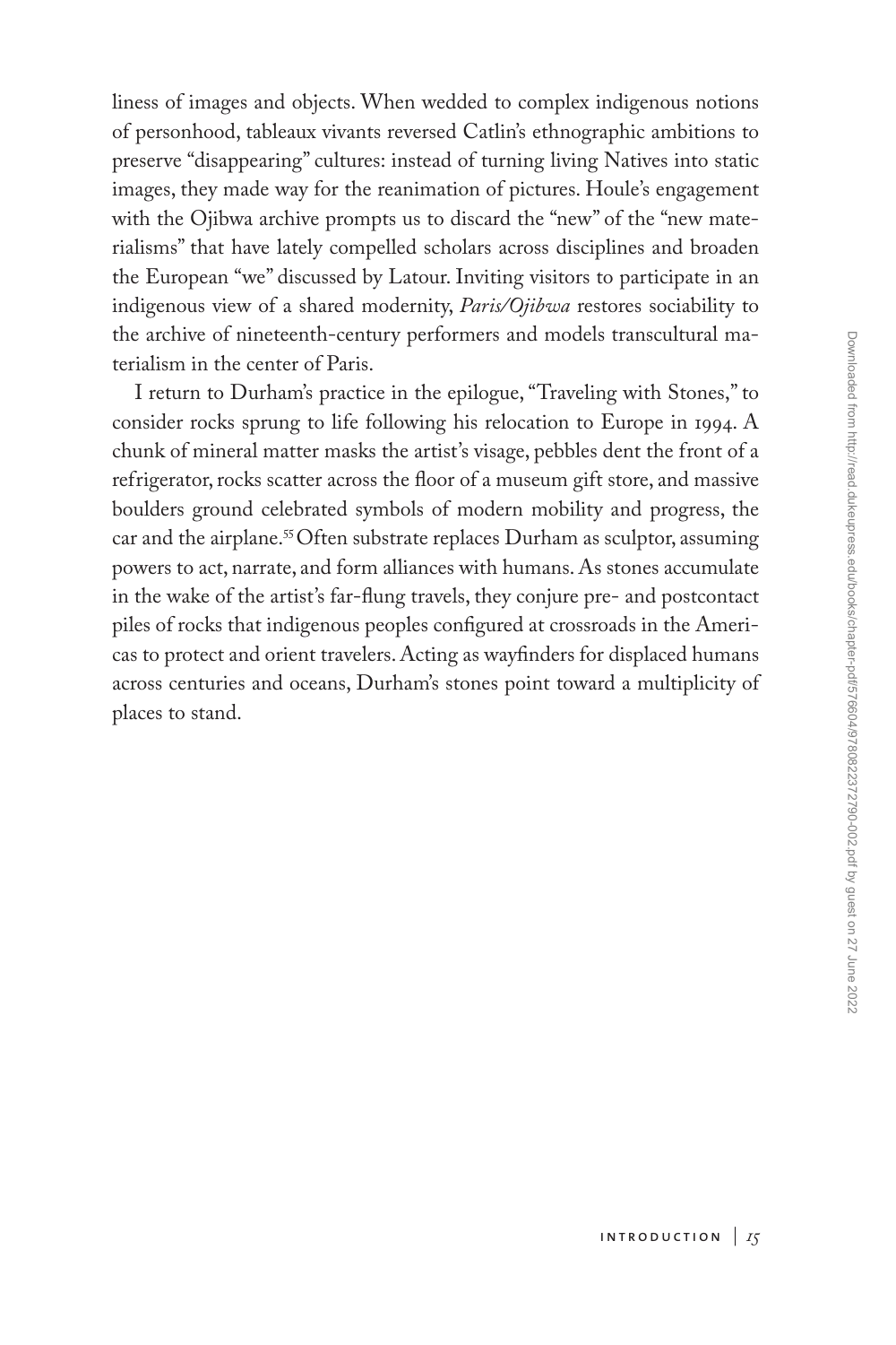liness of images and objects. When wedded to complex indigenous notions of personhood, tableaux vivants reversed Catlin's ethnographic ambitions to preserve "disappearing" cultures: instead of turning living Natives into static images, they made way for the reanimation of pictures. Houle's engagement with the Ojibwa archive prompts us to discard the "new" of the "new materialisms" that have lately compelled scholars across disciplines and broaden the European "we" discussed by Latour. Inviting visitors to participate in an indigenous view of a shared modernity, *Paris/Ojibwa* restores sociability to the archive of nineteenth-century performers and models transcultural materialism in the center of Paris.

I return to Durham's practice in the epilogue, "Traveling with Stones," to consider rocks sprung to life following his relocation to Europe in 1994. A chunk of mineral matter masks the artist's visage, pebbles dent the front of a refrigerator, rocks scatter across the floor of a museum gift store, and massive boulders ground celebrated symbols of modern mobility and progress, the car and the airplane.[55] Often substrate replaces Durham as sculptor, assuming powers to act, narrate, and form alliances with humans. As stones accumulate in the wake of the artist's far-flung travels, they conjure pre- and postcontact piles of rocks that indigenous peoples configured at crossroads in the Americas to protect and orient travelers. Acting as wayfinders for displaced humans across centuries and oceans, Durham's stones point toward a multiplicity of places to stand.